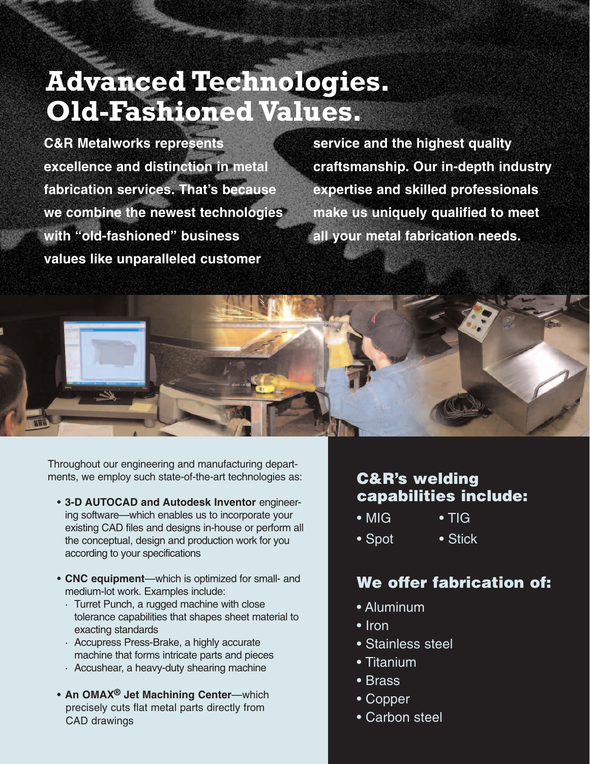# Advanced Technologies. Old-Fashioned Values.

**C&R Metalworks represents excellence and distinction in metal fabrication services. That's because we combine the newest technologies with "old-fashioned" business values like unparalleled customer service and the highest quality craftsmanship. Our in-depth industry expertise and skilled professionals make us uniquely qualified to meet all your metal fabrication needs.**

Throughout our engineering and manufacturing departments, we employ such state-of-the-art technologies as:

- **3-D AUTOCAD and Autodesk Inventor** engineering software—which enables us to incorporate your existing CAD files and designs in-house or perform all the conceptual, design and production work for you according to your specifications
- **CNC equipment**—which is optimized for small- and medium-lot work. Examples include:
  - Turret Punch, a rugged machine with close tolerance capabilities that shapes sheet material to exacting standards
  - Accupress Press-Brake, a highly accurate machine that forms intricate parts and pieces
  - Accushear, a heavy-duty shearing machine
- **An OMAX® Jet Machining Center**—which precisely cuts flat metal parts directly from CAD drawings

## C&R's welding capabilities include:

- MIG
- TIG
- Spot
- Stick

## We offer fabrication of:

- Aluminum
- Iron
- Stainless steel
- Titanium
- Brass
- Copper
- Carbon steel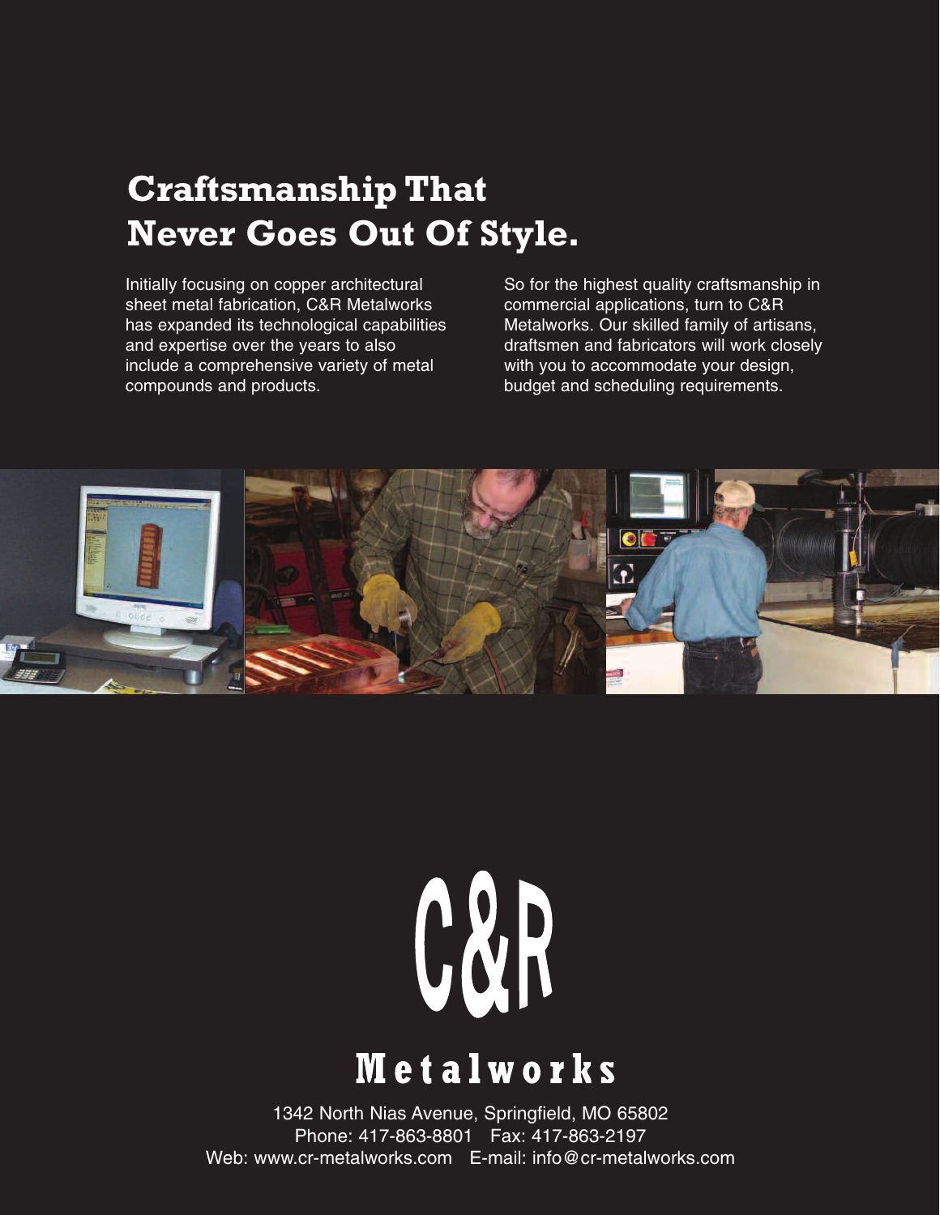# Craftsmanship That Never Goes Out Of Style.

Initially focusing on copper architectural sheet metal fabrication, C&R Metalworks has expanded its technological capabilities and expertise over the years to also include a comprehensive variety of metal compounds and products.

So for the highest quality craftsmanship in commercial applications, turn to C&R Metalworks. Our skilled family of artisans, draftsmen and fabricators will work closely with you to accommodate your design, budget and scheduling requirements.

**C&R**

**Metalworks**

1342 North Nias Avenue, Springfield, MO 65802
Phone: 417-863-8801 Fax: 417-863-2197
Web: www.cr-metalworks.com E-mail: info@cr-metalworks.com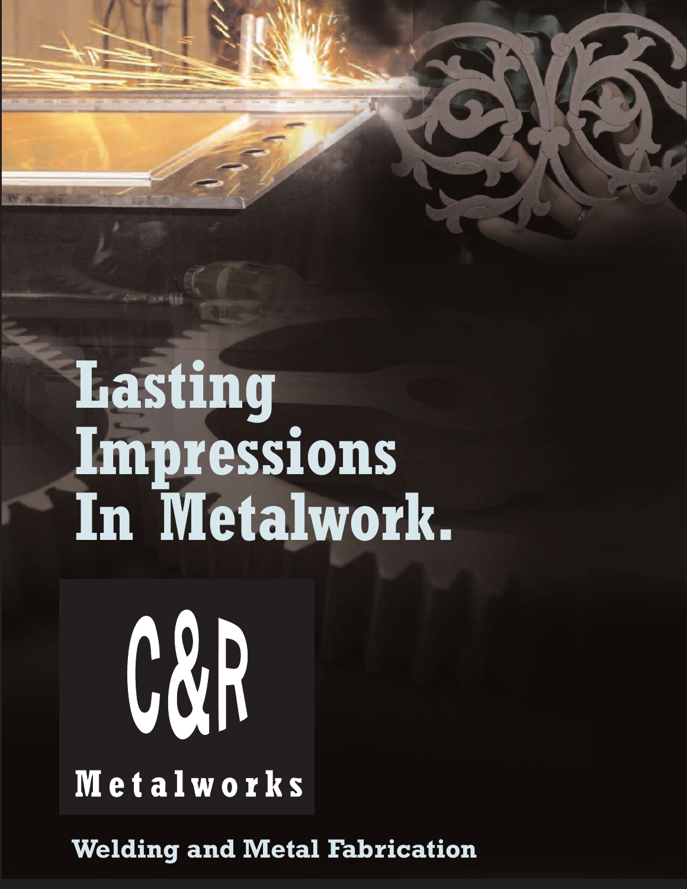# Lasting Impressions In Metalwork.

**C&R**

**Metalworks**

**Welding and Metal Fabrication**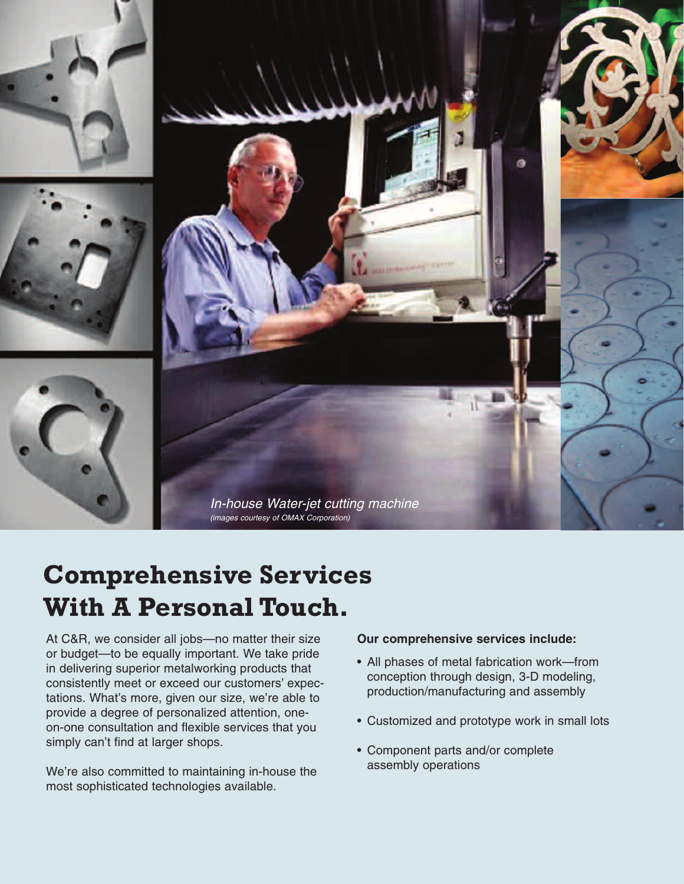*In-house Water-jet cutting machine*
*(images courtesy of OMAX Corporation)*

# Comprehensive Services With A Personal Touch.

At C&R, we consider all jobs—no matter their size or budget—to be equally important. We take pride in delivering superior metalworking products that consistently meet or exceed our customers' expectations. What's more, given our size, we're able to provide a degree of personalized attention, one-on-one consultation and flexible services that you simply can't find at larger shops.

We're also committed to maintaining in-house the most sophisticated technologies available.

**Our comprehensive services include:**

- All phases of metal fabrication work—from conception through design, 3-D modeling, production/manufacturing and assembly
- Customized and prototype work in small lots
- Component parts and/or complete assembly operations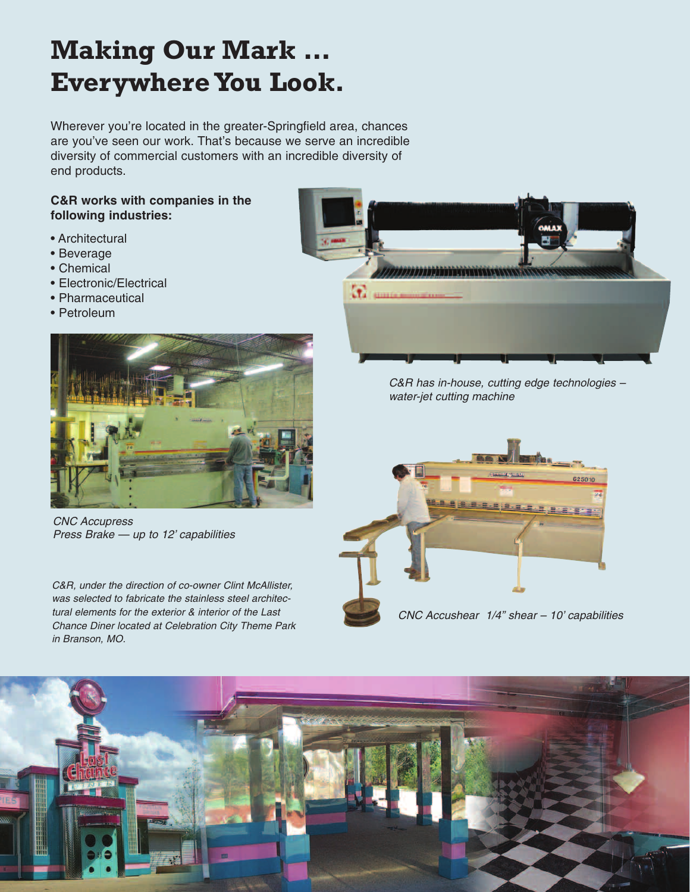# Making Our Mark … Everywhere You Look.

Wherever you're located in the greater-Springfield area, chances are you've seen our work. That's because we serve an incredible diversity of commercial customers with an incredible diversity of end products.

**C&R works with companies in the following industries:**

- Architectural
- Beverage
- Chemical
- Electronic/Electrical
- Pharmaceutical
- Petroleum

*C&R has in-house, cutting edge technologies – water-jet cutting machine*

*CNC Accupress Press Brake — up to 12' capabilities*

*CNC Accushear 1/4" shear – 10' capabilities*

*C&R, under the direction of co-owner Clint McAllister, was selected to fabricate the stainless steel architectural elements for the exterior & interior of the Last Chance Diner located at Celebration City Theme Park in Branson, MO.*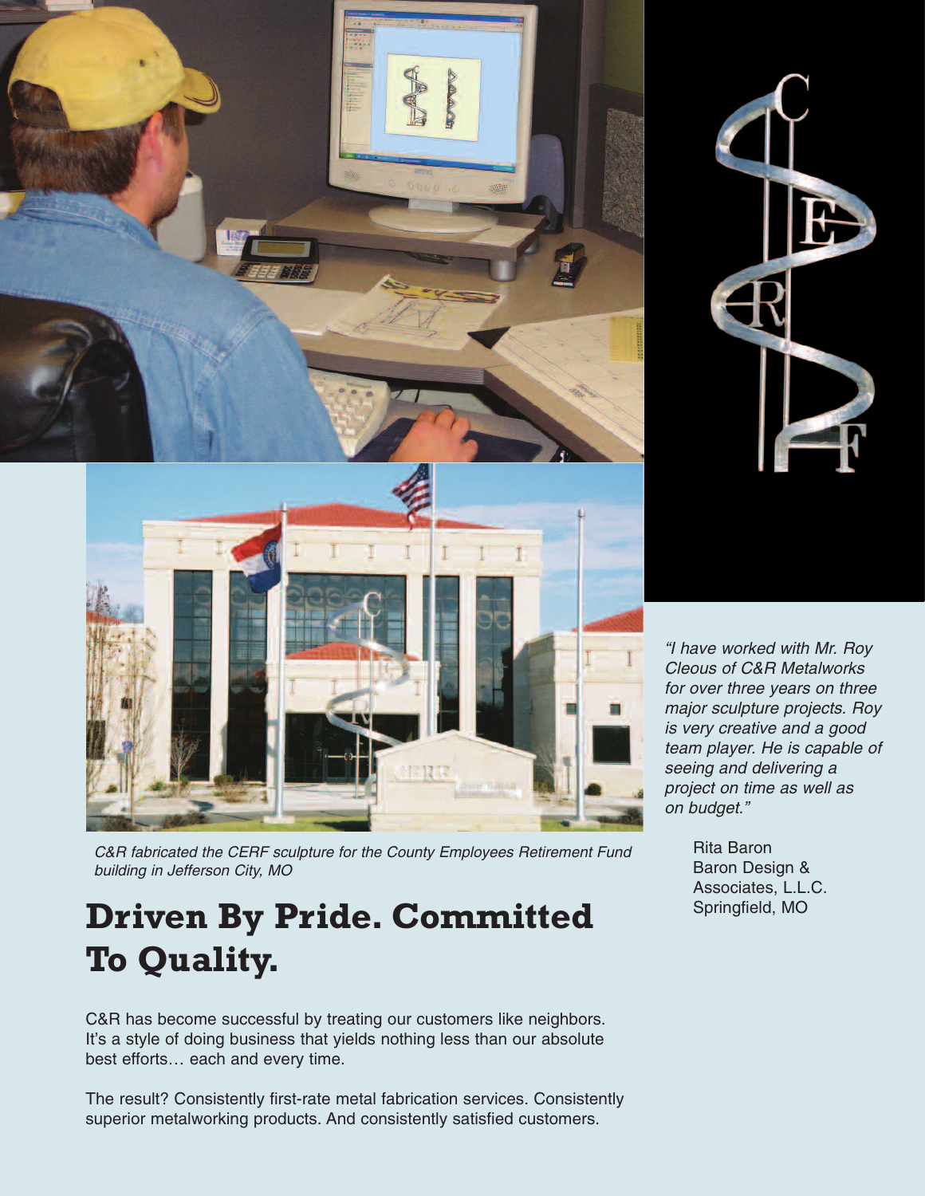C&R fabricated the CERF sculpture for the County Employees Retirement Fund building in Jefferson City, MO

# Driven By Pride. Committed To Quality.

C&R has become successful by treating our customers like neighbors. It's a style of doing business that yields nothing less than our absolute best efforts… each and every time.

The result? Consistently first-rate metal fabrication services. Consistently superior metalworking products. And consistently satisfied customers.

*"I have worked with Mr. Roy Cleous of C&R Metalworks for over three years on three major sculpture projects. Roy is very creative and a good team player. He is capable of seeing and delivering a project on time as well as on budget."*

Rita Baron
Baron Design & Associates, L.L.C.
Springfield, MO